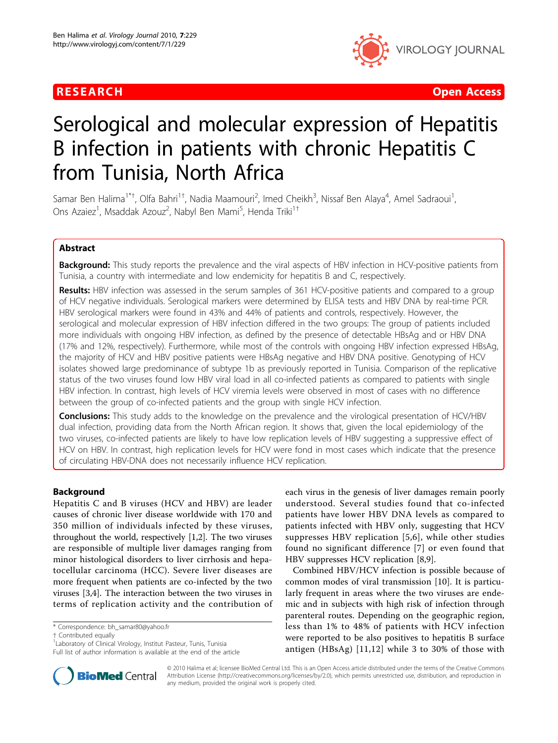RESEARCH Open Access

# Serological and molecular expression of Hepatitis B infection in patients with chronic Hepatitis C from Tunisia, North Africa

Samar Ben Halima[1*†], Olfa Bahri[1†], Nadia Maamouri[2], Imed Cheikh[3], Nissaf Ben Alaya[4], Amel Sadraoui[1], Ons Azaiez[1], Msaddak Azouz[2], Nabyl Ben Mami[5], Henda Triki[1†]

## Abstract

**Background:** This study reports the prevalence and the viral aspects of HBV infection in HCV-positive patients from Tunisia, a country with intermediate and low endemicity for hepatitis B and C, respectively.

**Results:** HBV infection was assessed in the serum samples of 361 HCV-positive patients and compared to a group of HCV negative individuals. Serological markers were determined by ELISA tests and HBV DNA by real-time PCR. HBV serological markers were found in 43% and 44% of patients and controls, respectively. However, the serological and molecular expression of HBV infection differed in the two groups: The group of patients included more individuals with ongoing HBV infection, as defined by the presence of detectable HBsAg and or HBV DNA (17% and 12%, respectively). Furthermore, while most of the controls with ongoing HBV infection expressed HBsAg, the majority of HCV and HBV positive patients were HBsAg negative and HBV DNA positive. Genotyping of HCV isolates showed large predominance of subtype 1b as previously reported in Tunisia. Comparison of the replicative status of the two viruses found low HBV viral load in all co-infected patients as compared to patients with single HBV infection. In contrast, high levels of HCV viremia levels were observed in most of cases with no difference between the group of co-infected patients and the group with single HCV infection.

**Conclusions:** This study adds to the knowledge on the prevalence and the virological presentation of HCV/HBV dual infection, providing data from the North African region. It shows that, given the local epidemiology of the two viruses, co-infected patients are likely to have low replication levels of HBV suggesting a suppressive effect of HCV on HBV. In contrast, high replication levels for HCV were fond in most cases which indicate that the presence of circulating HBV-DNA does not necessarily influence HCV replication.

## Background

Hepatitis C and B viruses (HCV and HBV) are leader causes of chronic liver disease worldwide with 170 and 350 million of individuals infected by these viruses, throughout the world, respectively [1,2]. The two viruses are responsible of multiple liver damages ranging from minor histological disorders to liver cirrhosis and hepatocellular carcinoma (HCC). Severe liver diseases are more frequent when patients are co-infected by the two viruses [3,4]. The interaction between the two viruses in terms of replication activity and the contribution of each virus in the genesis of liver damages remain poorly understood. Several studies found that co-infected patients have lower HBV DNA levels as compared to patients infected with HBV only, suggesting that HCV suppresses HBV replication [5,6], while other studies found no significant difference [7] or even found that HBV suppresses HCV replication [8,9].

Combined HBV/HCV infection is possible because of common modes of viral transmission [10]. It is particularly frequent in areas where the two viruses are endemic and in subjects with high risk of infection through parenteral routes. Depending on the geographic region, less than 1% to 48% of patients with HCV infection were reported to be also positives to hepatitis B surface antigen (HBsAg) [11,12] while 3 to 30% of those with

\* Correspondence: bh_samar80@yahoo.fr
† Contributed equally
[1]Laboratory of Clinical Virology, Institut Pasteur, Tunis, Tunisia
Full list of author information is available at the end of the article

© 2010 Halima et al; licensee BioMed Central Ltd. This is an Open Access article distributed under the terms of the Creative Commons Attribution License (http://creativecommons.org/licenses/by/2.0), which permits unrestricted use, distribution, and reproduction in any medium, provided the original work is properly cited.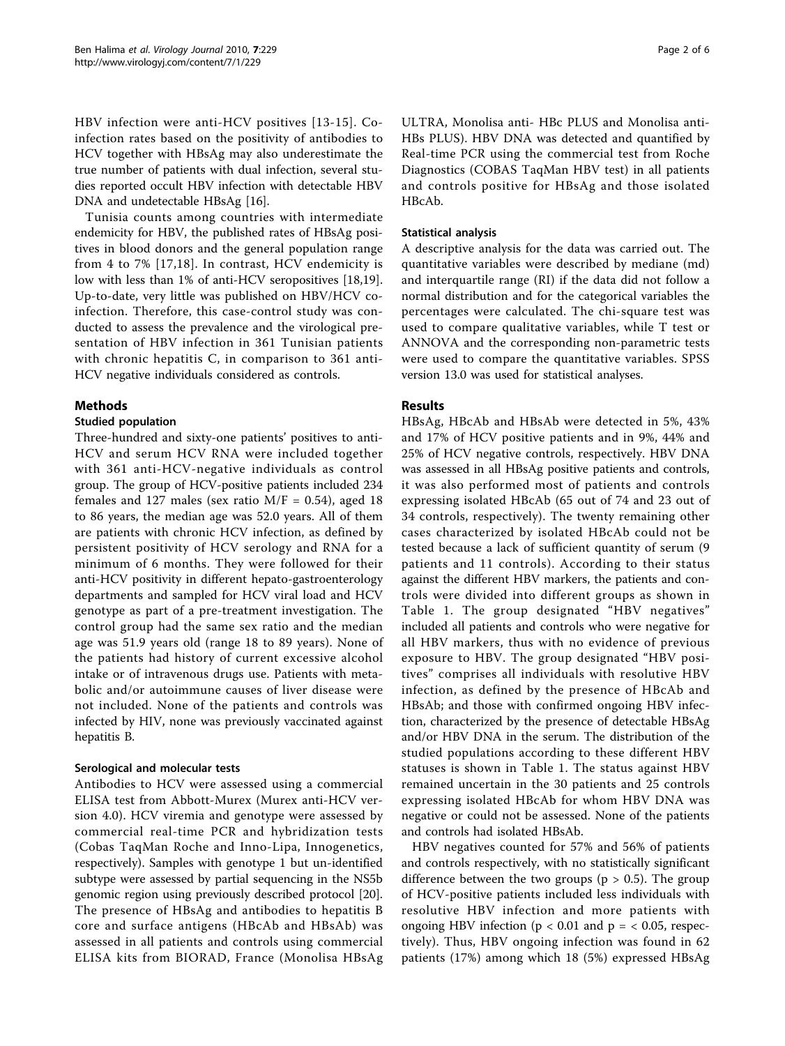HBV infection were anti-HCV positives [13-15]. Co-infection rates based on the positivity of antibodies to HCV together with HBsAg may also underestimate the true number of patients with dual infection, several studies reported occult HBV infection with detectable HBV DNA and undetectable HBsAg [16].

Tunisia counts among countries with intermediate endemicity for HBV, the published rates of HBsAg positives in blood donors and the general population range from 4 to 7% [17,18]. In contrast, HCV endemicity is low with less than 1% of anti-HCV seropositives [18,19]. Up-to-date, very little was published on HBV/HCV co-infection. Therefore, this case-control study was conducted to assess the prevalence and the virological presentation of HBV infection in 361 Tunisian patients with chronic hepatitis C, in comparison to 361 anti-HCV negative individuals considered as controls.

## Methods

### Studied population

Three-hundred and sixty-one patients' positives to anti-HCV and serum HCV RNA were included together with 361 anti-HCV-negative individuals as control group. The group of HCV-positive patients included 234 females and 127 males (sex ratio M/F = 0.54), aged 18 to 86 years, the median age was 52.0 years. All of them are patients with chronic HCV infection, as defined by persistent positivity of HCV serology and RNA for a minimum of 6 months. They were followed for their anti-HCV positivity in different hepato-gastroenterology departments and sampled for HCV viral load and HCV genotype as part of a pre-treatment investigation. The control group had the same sex ratio and the median age was 51.9 years old (range 18 to 89 years). None of the patients had history of current excessive alcohol intake or of intravenous drugs use. Patients with metabolic and/or autoimmune causes of liver disease were not included. None of the patients and controls was infected by HIV, none was previously vaccinated against hepatitis B.

### Serological and molecular tests

Antibodies to HCV were assessed using a commercial ELISA test from Abbott-Murex (Murex anti-HCV version 4.0). HCV viremia and genotype were assessed by commercial real-time PCR and hybridization tests (Cobas TaqMan Roche and Inno-Lipa, Innogenetics, respectively). Samples with genotype 1 but un-identified subtype were assessed by partial sequencing in the NS5b genomic region using previously described protocol [20]. The presence of HBsAg and antibodies to hepatitis B core and surface antigens (HBcAb and HBsAb) was assessed in all patients and controls using commercial ELISA kits from BIORAD, France (Monolisa HBsAg ULTRA, Monolisa anti- HBc PLUS and Monolisa anti-HBs PLUS). HBV DNA was detected and quantified by Real-time PCR using the commercial test from Roche Diagnostics (COBAS TaqMan HBV test) in all patients and controls positive for HBsAg and those isolated HBcAb.

### Statistical analysis

A descriptive analysis for the data was carried out. The quantitative variables were described by mediane (md) and interquartile range (RI) if the data did not follow a normal distribution and for the categorical variables the percentages were calculated. The chi-square test was used to compare qualitative variables, while T test or ANNOVA and the corresponding non-parametric tests were used to compare the quantitative variables. SPSS version 13.0 was used for statistical analyses.

## Results

HBsAg, HBcAb and HBsAb were detected in 5%, 43% and 17% of HCV positive patients and in 9%, 44% and 25% of HCV negative controls, respectively. HBV DNA was assessed in all HBsAg positive patients and controls, it was also performed most of patients and controls expressing isolated HBcAb (65 out of 74 and 23 out of 34 controls, respectively). The twenty remaining other cases characterized by isolated HBcAb could not be tested because a lack of sufficient quantity of serum (9 patients and 11 controls). According to their status against the different HBV markers, the patients and controls were divided into different groups as shown in Table 1. The group designated "HBV negatives" included all patients and controls who were negative for all HBV markers, thus with no evidence of previous exposure to HBV. The group designated "HBV positives" comprises all individuals with resolutive HBV infection, as defined by the presence of HBcAb and HBsAb; and those with confirmed ongoing HBV infection, characterized by the presence of detectable HBsAg and/or HBV DNA in the serum. The distribution of the studied populations according to these different HBV statuses is shown in Table 1. The status against HBV remained uncertain in the 30 patients and 25 controls expressing isolated HBcAb for whom HBV DNA was negative or could not be assessed. None of the patients and controls had isolated HBsAb.

HBV negatives counted for 57% and 56% of patients and controls respectively, with no statistically significant difference between the two groups ($p > 0.5$). The group of HCV-positive patients included less individuals with resolutive HBV infection and more patients with ongoing HBV infection ($p < 0.01$ and $p = < 0.05$, respectively). Thus, HBV ongoing infection was found in 62 patients (17%) among which 18 (5%) expressed HBsAg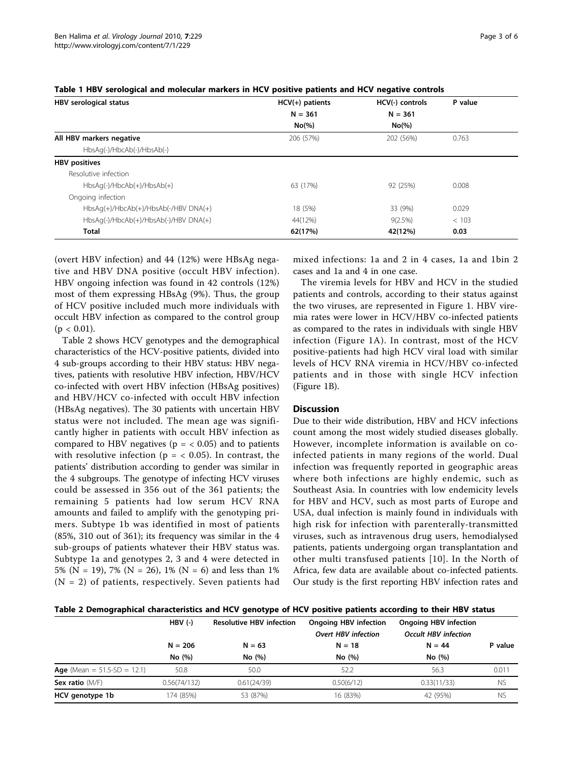**Table 1 HBV serological and molecular markers in HCV positive patients and HCV negative controls**

| HBV serological status | HCV(+) patients N = 361 No(%) | HCV(-) controls N = 361 No(%) | P value |
|---|---|---|---|
| **All HBV markers negative** | 206 (57%) | 202 (56%) | 0.763 |
| HbsAg(-)/HbcAb(-)/HbsAb(-) | | | |
| **HBV positives** | | | |
| Resolutive infection | | | |
| HbsAg(-)/HbcAb(+)/HbsAb(+) | 63 (17%) | 92 (25%) | 0.008 |
| Ongoing infection | | | |
| HbsAg(+)/HbcAb(+)/HbsAb(-/HBV DNA(+) | 18 (5%) | 33 (9%) | 0.029 |
| HbsAg(-)/HbcAb(+)/HbsAb(-)/HBV DNA(+) | 44(12%) | 9(2.5%) | < 103 |
| **Total** | **62(17%)** | **42(12%)** | **0.03** |

(overt HBV infection) and 44 (12%) were HBsAg negative and HBV DNA positive (occult HBV infection). HBV ongoing infection was found in 42 controls (12%) most of them expressing HBsAg (9%). Thus, the group of HCV positive included much more individuals with occult HBV infection as compared to the control group ($p < 0.01$).

Table 2 shows HCV genotypes and the demographical characteristics of the HCV-positive patients, divided into 4 sub-groups according to their HBV status: HBV negatives, patients with resolutive HBV infection, HBV/HCV co-infected with overt HBV infection (HBsAg positives) and HBV/HCV co-infected with occult HBV infection (HBsAg negatives). The 30 patients with uncertain HBV status were not included. The mean age was significantly higher in patients with occult HBV infection as compared to HBV negatives ($p = < 0.05$) and to patients with resolutive infection ($p = < 0.05$). In contrast, the patients' distribution according to gender was similar in the 4 subgroups. The genotype of infecting HCV viruses could be assessed in 356 out of the 361 patients; the remaining 5 patients had low serum HCV RNA amounts and failed to amplify with the genotyping primers. Subtype 1b was identified in most of patients (85%, 310 out of 361); its frequency was similar in the 4 sub-groups of patients whatever their HBV status was. Subtype 1a and genotypes 2, 3 and 4 were detected in 5% (N = 19), 7% (N = 26), 1% (N = 6) and less than 1% (N = 2) of patients, respectively. Seven patients had mixed infections: 1a and 2 in 4 cases, 1a and 1bin 2 cases and 1a and 4 in one case.

The viremia levels for HBV and HCV in the studied patients and controls, according to their status against the two viruses, are represented in Figure 1. HBV viremia rates were lower in HCV/HBV co-infected patients as compared to the rates in individuals with single HBV infection (Figure 1A). In contrast, most of the HCV positive-patients had high HCV viral load with similar levels of HCV RNA viremia in HCV/HBV co-infected patients and in those with single HCV infection (Figure 1B).

## Discussion

Due to their wide distribution, HBV and HCV infections count among the most widely studied diseases globally. However, incomplete information is available on co-infected patients in many regions of the world. Dual infection was frequently reported in geographic areas where both infections are highly endemic, such as Southeast Asia. In countries with low endemicity levels for HBV and HCV, such as most parts of Europe and USA, dual infection is mainly found in individuals with high risk for infection with parenterally-transmitted viruses, such as intravenous drug users, hemodialysed patients, patients undergoing organ transplantation and other multi transfused patients [10]. In the North of Africa, few data are available about co-infected patients. Our study is the first reporting HBV infection rates and

**Table 2 Demographical characteristics and HCV genotype of HCV positive patients according to their HBV status**

| | HBV (-) N = 206 No (%) | Resolutive HBV infection N = 63 No (%) | Ongoing HBV infection *Overt HBV infection* N = 18 No (%) | Ongoing HBV infection *Occult HBV infection* N = 44 No (%) | P value |
|---|---|---|---|---|---|
| **Age** (Mean = 51.5-SD = 12.1) | 50.8 | 50.0 | 52.2 | 56.3 | 0.011 |
| **Sex ratio** (M/F) | 0.56(74/132) | 0.61(24/39) | 0.50(6/12) | 0.33(11/33) | NS |
| **HCV genotype 1b** | 174 (85%) | 53 (87%) | 16 (83%) | 42 (95%) | NS |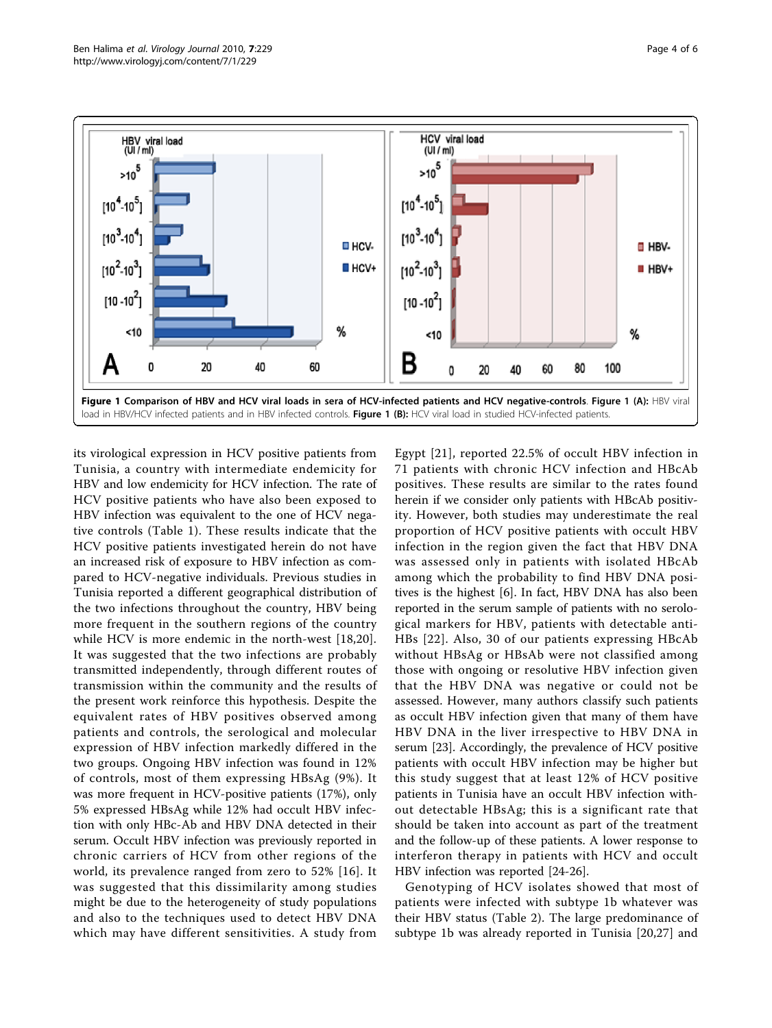**Figure 1 Comparison of HBV and HCV viral loads in sera of HCV-infected patients and HCV negative-controls**. **Figure 1 (A):** HBV viral load in HBV/HCV infected patients and in HBV infected controls. **Figure 1 (B):** HCV viral load in studied HCV-infected patients.

its virological expression in HCV positive patients from Tunisia, a country with intermediate endemicity for HBV and low endemicity for HCV infection. The rate of HCV positive patients who have also been exposed to HBV infection was equivalent to the one of HCV negative controls (Table 1). These results indicate that the HCV positive patients investigated herein do not have an increased risk of exposure to HBV infection as compared to HCV-negative individuals. Previous studies in Tunisia reported a different geographical distribution of the two infections throughout the country, HBV being more frequent in the southern regions of the country while HCV is more endemic in the north-west [18,20]. It was suggested that the two infections are probably transmitted independently, through different routes of transmission within the community and the results of the present work reinforce this hypothesis. Despite the equivalent rates of HBV positives observed among patients and controls, the serological and molecular expression of HBV infection markedly differed in the two groups. Ongoing HBV infection was found in 12% of controls, most of them expressing HBsAg (9%). It was more frequent in HCV-positive patients (17%), only 5% expressed HBsAg while 12% had occult HBV infection with only HBc-Ab and HBV DNA detected in their serum. Occult HBV infection was previously reported in chronic carriers of HCV from other regions of the world, its prevalence ranged from zero to 52% [16]. It was suggested that this dissimilarity among studies might be due to the heterogeneity of study populations and also to the techniques used to detect HBV DNA which may have different sensitivities. A study from Egypt [21], reported 22.5% of occult HBV infection in 71 patients with chronic HCV infection and HBcAb positives. These results are similar to the rates found herein if we consider only patients with HBcAb positivity. However, both studies may underestimate the real proportion of HCV positive patients with occult HBV infection in the region given the fact that HBV DNA was assessed only in patients with isolated HBcAb among which the probability to find HBV DNA positives is the highest [6]. In fact, HBV DNA has also been reported in the serum sample of patients with no serological markers for HBV, patients with detectable anti-HBs [22]. Also, 30 of our patients expressing HBcAb without HBsAg or HBsAb were not classified among those with ongoing or resolutive HBV infection given that the HBV DNA was negative or could not be assessed. However, many authors classify such patients as occult HBV infection given that many of them have HBV DNA in the liver irrespective to HBV DNA in serum [23]. Accordingly, the prevalence of HCV positive patients with occult HBV infection may be higher but this study suggest that at least 12% of HCV positive patients in Tunisia have an occult HBV infection without detectable HBsAg; this is a significant rate that should be taken into account as part of the treatment and the follow-up of these patients. A lower response to interferon therapy in patients with HCV and occult HBV infection was reported [24-26].

Genotyping of HCV isolates showed that most of patients were infected with subtype 1b whatever was their HBV status (Table 2). The large predominance of subtype 1b was already reported in Tunisia [20,27] and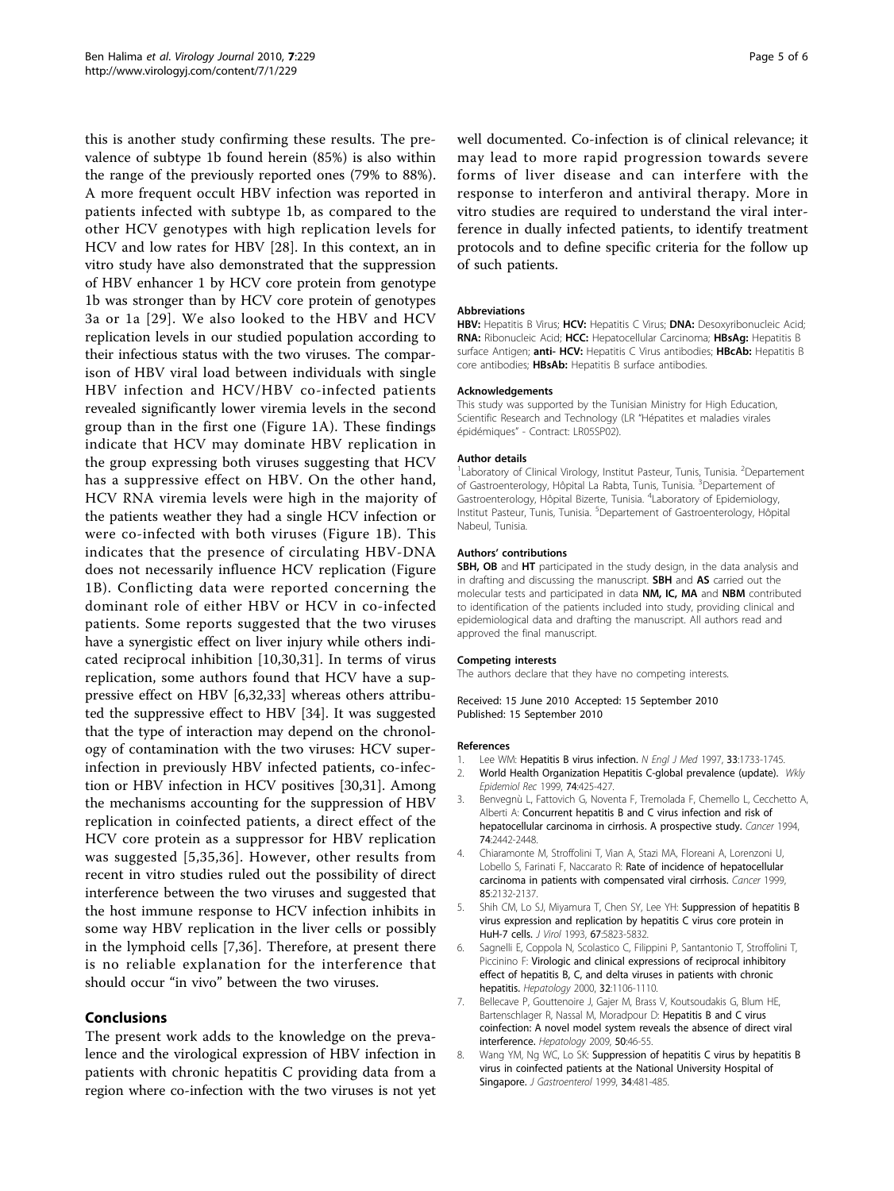this is another study confirming these results. The prevalence of subtype 1b found herein (85%) is also within the range of the previously reported ones (79% to 88%). A more frequent occult HBV infection was reported in patients infected with subtype 1b, as compared to the other HCV genotypes with high replication levels for HCV and low rates for HBV [28]. In this context, an in vitro study have also demonstrated that the suppression of HBV enhancer 1 by HCV core protein from genotype 1b was stronger than by HCV core protein of genotypes 3a or 1a [29]. We also looked to the HBV and HCV replication levels in our studied population according to their infectious status with the two viruses. The comparison of HBV viral load between individuals with single HBV infection and HCV/HBV co-infected patients revealed significantly lower viremia levels in the second group than in the first one (Figure 1A). These findings indicate that HCV may dominate HBV replication in the group expressing both viruses suggesting that HCV has a suppressive effect on HBV. On the other hand, HCV RNA viremia levels were high in the majority of the patients weather they had a single HCV infection or were co-infected with both viruses (Figure 1B). This indicates that the presence of circulating HBV-DNA does not necessarily influence HCV replication (Figure 1B). Conflicting data were reported concerning the dominant role of either HBV or HCV in co-infected patients. Some reports suggested that the two viruses have a synergistic effect on liver injury while others indicated reciprocal inhibition [10,30,31]. In terms of virus replication, some authors found that HCV have a suppressive effect on HBV [6,32,33] whereas others attributed the suppressive effect to HBV [34]. It was suggested that the type of interaction may depend on the chronology of contamination with the two viruses: HCV superinfection in previously HBV infected patients, co-infection or HBV infection in HCV positives [30,31]. Among the mechanisms accounting for the suppression of HBV replication in coinfected patients, a direct effect of the HCV core protein as a suppressor for HBV replication was suggested [5,35,36]. However, other results from recent in vitro studies ruled out the possibility of direct interference between the two viruses and suggested that the host immune response to HCV infection inhibits in some way HBV replication in the liver cells or possibly in the lymphoid cells [7,36]. Therefore, at present there is no reliable explanation for the interference that should occur "in vivo" between the two viruses.

## Conclusions

The present work adds to the knowledge on the prevalence and the virological expression of HBV infection in patients with chronic hepatitis C providing data from a region where co-infection with the two viruses is not yet well documented. Co-infection is of clinical relevance; it may lead to more rapid progression towards severe forms of liver disease and can interfere with the response to interferon and antiviral therapy. More in vitro studies are required to understand the viral interference in dually infected patients, to identify treatment protocols and to define specific criteria for the follow up of such patients.

#### Abbreviations

**HBV:** Hepatitis B Virus; **HCV:** Hepatitis C Virus; **DNA:** Desoxyribonucleic Acid; **RNA:** Ribonucleic Acid; **HCC:** Hepatocellular Carcinoma; **HBsAg:** Hepatitis B surface Antigen; **anti- HCV:** Hepatitis C Virus antibodies; **HBcAb:** Hepatitis B core antibodies; **HBsAb:** Hepatitis B surface antibodies.

#### Acknowledgements

This study was supported by the Tunisian Ministry for High Education, Scientific Research and Technology (LR "Hépatites et maladies virales épidémiques" - Contract: LR05SP02).

#### Author details

[1]Laboratory of Clinical Virology, Institut Pasteur, Tunis, Tunisia. [2]Departement of Gastroenterology, Hôpital La Rabta, Tunis, Tunisia. [3]Departement of Gastroenterology, Hôpital Bizerte, Tunisia. [4]Laboratory of Epidemiology, Institut Pasteur, Tunis, Tunisia. [5]Departement of Gastroenterology, Hôpital Nabeul, Tunisia.

#### Authors' contributions

**SBH, OB** and **HT** participated in the study design, in the data analysis and in drafting and discussing the manuscript. **SBH** and **AS** carried out the molecular tests and participated in data **NM, IC, MA** and **NBM** contributed to identification of the patients included into study, providing clinical and epidemiological data and drafting the manuscript. All authors read and approved the final manuscript.

#### Competing interests

The authors declare that they have no competing interests.

Received: 15 June 2010 Accepted: 15 September 2010
Published: 15 September 2010

#### References

1. Lee WM: **Hepatitis B virus infection.** *N Engl J Med* 1997, **33**:1733-1745.
2. World Health Organization **Hepatitis C-global prevalence (update).** *Wkly Epidemiol Rec* 1999, **74**:425-427.
3. Benvegnù L, Fattovich G, Noventa F, Tremolada F, Chemello L, Cecchetto A, Alberti A: **Concurrent hepatitis B and C virus infection and risk of hepatocellular carcinoma in cirrhosis. A prospective study.** *Cancer* 1994, **74**:2442-2448.
4. Chiaramonte M, Stroffolini T, Vian A, Stazi MA, Floreani A, Lorenzoni U, Lobello S, Farinati F, Naccarato R: **Rate of incidence of hepatocellular carcinoma in patients with compensated viral cirrhosis.** *Cancer* 1999, **85**:2132-2137.
5. Shih CM, Lo SJ, Miyamura T, Chen SY, Lee YH: **Suppression of hepatitis B virus expression and replication by hepatitis C virus core protein in HuH-7 cells.** *J Virol* 1993, **67**:5823-5832.
6. Sagnelli E, Coppola N, Scolastico C, Filippini P, Santantonio T, Stroffolini T, Piccinino F: **Virologic and clinical expressions of reciprocal inhibitory effect of hepatitis B, C, and delta viruses in patients with chronic hepatitis.** *Hepatology* 2000, **32**:1106-1110.
7. Bellecave P, Gouttenoire J, Gajer M, Brass V, Koutsoudakis G, Blum HE, Bartenschlager R, Nassal M, Moradpour D: **Hepatitis B and C virus coinfection: A novel model system reveals the absence of direct viral interference.** *Hepatology* 2009, **50**:46-55.
8. Wang YM, Ng WC, Lo SK: **Suppression of hepatitis C virus by hepatitis B virus in coinfected patients at the National University Hospital of Singapore.** *J Gastroenterol* 1999, **34**:481-485.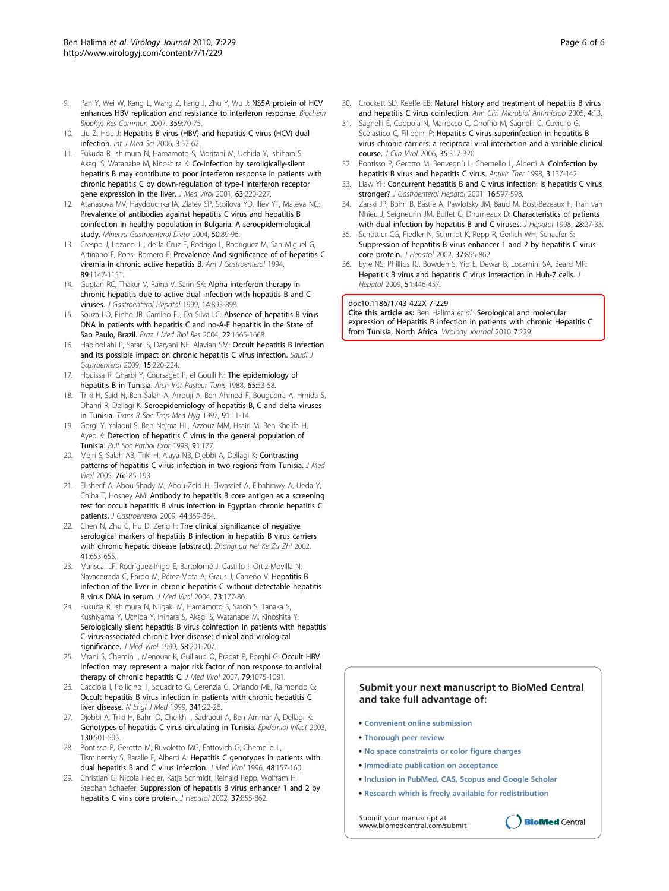9. Pan Y, Wei W, Kang L, Wang Z, Fang J, Zhu Y, Wu J: **NS5A protein of HCV enhances HBV replication and resistance to interferon response.** *Biochem Biophys Res Commun* 2007, **359**:70-75.
10. Liu Z, Hou J: **Hepatitis B virus (HBV) and hepatitis C virus (HCV) dual infection.** *Int J Med Sci* 2006, **3**:57-62.
11. Fukuda R, Ishimura N, Hamamoto S, Moritani M, Uchida Y, Ishihara S, Akagi S, Watanabe M, Kinoshita K: **Co-infection by serologically-silent hepatitis B may contribute to poor interferon response in patients with chronic hepatitis C by down-regulation of type-I interferon receptor gene expression in the liver.** *J Med Virol* 2001, **63**:220-227.
12. Atanasova MV, Haydouchka IA, Zlatev SP, Stoilova YD, Iliev YT, Mateva NG: **Prevalence of antibodies against hepatitis C virus and hepatitis B coinfection in healthy population in Bulgaria. A seroepidemiological study.** *Minerva Gastroenterol Dieto* 2004, **50**:89-96.
13. Crespo J, Lozano JL, de la Cruz F, Rodrigo L, Rodríguez M, San Miguel G, Artiñano E, Pons- Romero F: **Prevalence And significance of hepatitis C viremia in chronic active hepatitis B.** *Am J Gastroenterol* 1994, **89**:1147-1151.
14. Guptan RC, Thakur V, Raina V, Sarin SK: **Alpha interferon therapy in chronic hepatitis due to active dual infection with hepatitis B and C viruses.** *J Gastroenterol Hepatol* 1999, **14**:893-898.
15. Souza LO, Pinho JR, Carrilho FJ, Da Silva LC: **Absence of hepatitis B virus DNA in patients with hepatitis C and no-A-E hepatitis in the State of Sao Paulo, Brazil.** *Braz J Med Biol Res* 2004, **22**:1665-1668.
16. Habibollahi P, Safari S, Daryani NE, Alavian SM: **Occult hepatitis B infection and its possible impact on chronic hepatitis C virus infection.** *Saudi J Gastroenterol* 2009, **15**:220-224.
17. Houissa R, Gharbi Y, Coursaget P, el Goulli N: **The epidemiology of hepatitis B in Tunisia.** *Arch Inst Pasteur Tunis* 1988, **65**:53-58.
18. Triki H, Said N, Ben Salah A, Arrouji A, Ben Ahmed F, Bouguerra A, Hmida S, Dhahri R, Dellagi K: **Seroepidemiology of hepatitis B, C and delta viruses in Tunisia.** *Trans R Soc Trop Med Hyg* 1997, **91**:11-14.
19. Gorgi Y, Yalaoui S, Ben Nejma HL, Azzouz MM, Hsairi M, Ben Khelifa H, Ayed K: **Detection of hepatitis C virus in the general population of Tunisia.** *Bull Soc Pathol Exot* 1998, **91**:177.
20. Mejri S, Salah AB, Triki H, Alaya NB, Djebbi A, Dellagi K: **Contrasting patterns of hepatitis C virus infection in two regions from Tunisia.** *J Med Virol* 2005, **76**:185-193.
21. El-sherif A, Abou-Shady M, Abou-Zeid H, Elwassief A, Elbahrawy A, Ueda Y, Chiba T, Hosney AM: **Antibody to hepatitis B core antigen as a screening test for occult hepatitis B virus infection in Egyptian chronic hepatitis C patients.** *J Gastroenterol* 2009, **44**:359-364.
22. Chen N, Zhu C, Hu D, Zeng F: **The clinical significance of negative serological markers of hepatitis B infection in hepatitis B virus carriers with chronic hepatic disease [abstract].** *Zhonghua Nei Ke Za Zhi* 2002, **41**:653-655.
23. Mariscal LF, Rodríguez-Iñigo E, Bartolomé J, Castillo I, Ortiz-Movilla N, Navacerrada C, Pardo M, Pérez-Mota A, Graus J, Carreño V: **Hepatitis B infection of the liver in chronic hepatitis C without detectable hepatitis B virus DNA in serum.** *J Med Virol* 2004, **73**:177-86.
24. Fukuda R, Ishimura N, Niigaki M, Hamamoto S, Satoh S, Tanaka S, Kushiyama Y, Uchida Y, Ihihara S, Akagi S, Watanabe M, Kinoshita Y: **Serologically silent hepatitis B virus coinfection in patients with hepatitis C virus-associated chronic liver disease: clinical and virological significance.** *J Med Virol* 1999, **58**:201-207.
25. Mrani S, Chemin I, Menouar K, Guillaud O, Pradat P, Borghi G: **Occult HBV infection may represent a major risk factor of non response to antiviral therapy of chronic hepatitis C.** *J Med Virol* 2007, **79**:1075-1081.
26. Cacciola I, Pollicino T, Squadrito G, Cerenzia G, Orlando ME, Raimondo G: **Occult hepatitis B virus infection in patients with chronic hepatitis C liver disease.** *N Engl J Med* 1999, **341**:22-26.
27. Djebbi A, Triki H, Bahri O, Cheikh I, Sadraoui A, Ben Ammar A, Dellagi K: **Genotypes of hepatitis C virus circulating in Tunisia.** *Epidemiol Infect* 2003, **130**:501-505.
28. Pontisso P, Gerotto M, Ruvoletto MG, Fattovich G, Chemello L, Tisminetzky S, Baralle F, Alberti A: **Hepatitis C genotypes in patients with dual hepatitis B and C virus infection.** *J Med Virol* 1996, **48**:157-160.
29. Christian G, Nicola Fiedler, Katja Schmidt, Reinald Repp, Wolfram H, Stephan Schaefer: **Suppression of hepatitis B virus enhancer 1 and 2 by hepatitis C viris core protein.** *J Hepatol* 2002, **37**:855-862.
30. Crockett SD, Keeffe EB: **Natural history and treatment of hepatitis B virus and hepatitis C virus coinfection.** *Ann Clin Microbiol Antimicrob* 2005, **4**:13.
31. Sagnelli E, Coppola N, Marrocco C, Onofrio M, Sagnelli C, Coviello G, Scolastico C, Filippini P: **Hepatitis C virus superinfection in hepatitis B virus chronic carriers: a reciprocal viral interaction and a variable clinical course.** *J Clin Virol* 2006, **35**:317-320.
32. Pontisso P, Gerotto M, Benvegnù L, Chemello L, Alberti A: **Coinfection by hepatitis B virus and hepatitis C virus.** *Antivir Ther* 1998, **3**:137-142.
33. Liaw YF: **Concurrent hepatitis B and C virus infection: Is hepatitis C virus stronger?** *J Gastroenterol Hepatol* 2001, **16**:597-598.
34. Zarski JP, Bohn B, Bastie A, Pawlotsky JM, Baud M, Bost-Bezeaux F, Tran van Nhieu J, Seigneurin JM, Buffet C, Dhumeaux D: **Characteristics of patients with dual infection by hepatitis B and C viruses.** *J Hepatol* 1998, **28**:27-33.
35. Schüttler CG, Fiedler N, Schmidt K, Repp R, Gerlich WH, Schaefer S: **Suppression of hepatitis B virus enhancer 1 and 2 by hepatitis C virus core protein.** *J Hepatol* 2002, **37**:855-862.
36. Eyre NS, Phillips RJ, Bowden S, Yip E, Dewar B, Locarnini SA, Beard MR: **Hepatitis B virus and hepatitis C virus interaction in Huh-7 cells.** *J Hepatol* 2009, **51**:446-457.

doi:10.1186/1743-422X-7-229
**Cite this article as:** Ben Halima *et al.*: Serological and molecular expression of Hepatitis B infection in patients with chronic Hepatitis C from Tunisia, North Africa. *Virology Journal* 2010 **7**:229.

**Submit your next manuscript to BioMed Central and take full advantage of:**

- Convenient online submission
- Thorough peer review
- No space constraints or color figure charges
- Immediate publication on acceptance
- Inclusion in PubMed, CAS, Scopus and Google Scholar
- Research which is freely available for redistribution

Submit your manuscript at
www.biomedcentral.com/submit

BioMed Central